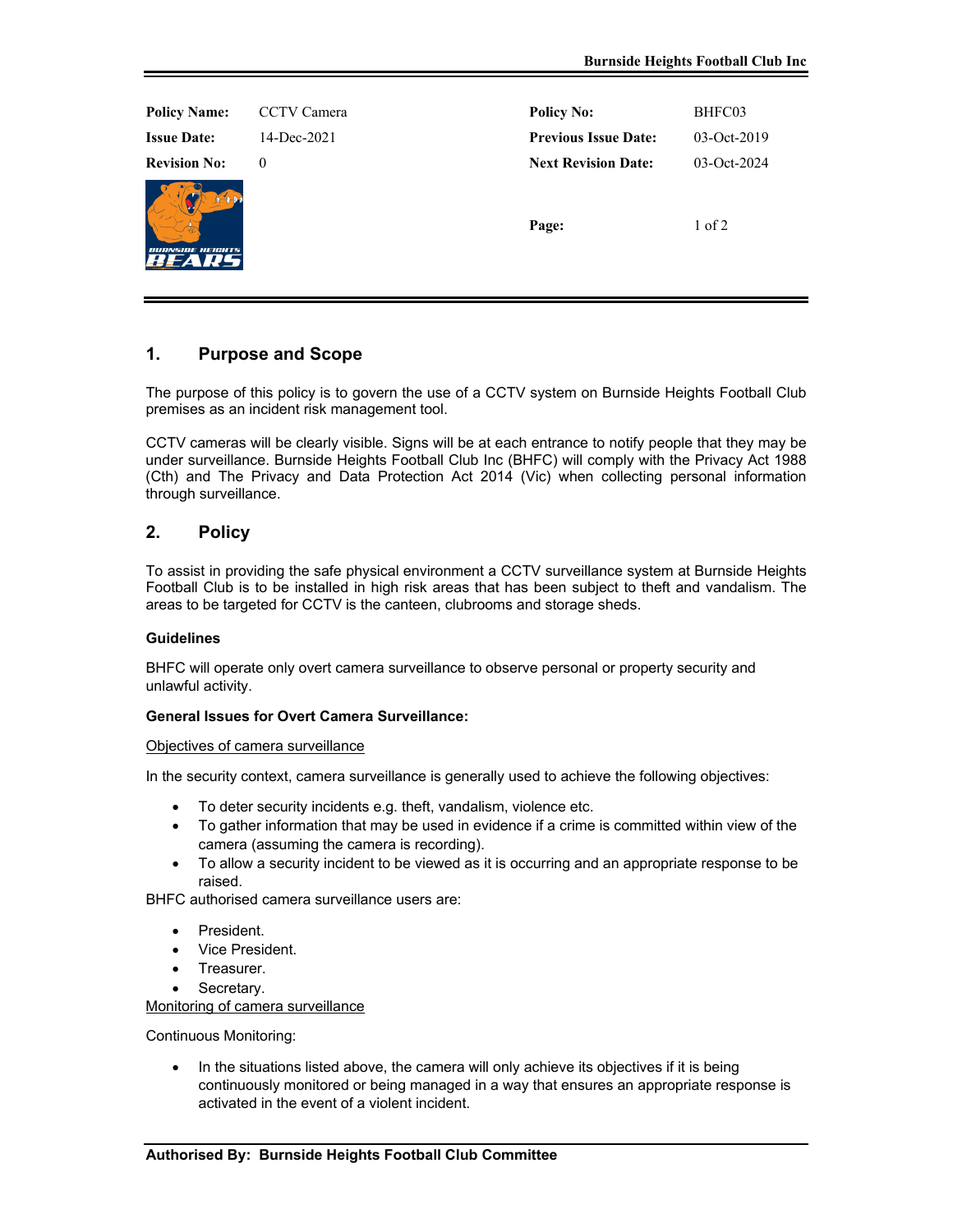| **Policy Name:** | CCTV Camera | **Policy No:** | BHFC03 |
|---|---|---|---|
| **Issue Date:** | 14-Dec-2021 | **Previous Issue Date:** | 03-Oct-2019 |
| **Revision No:** | 0 | **Next Revision Date:** | 03-Oct-2024 |

## 1. Purpose and Scope

The purpose of this policy is to govern the use of a CCTV system on Burnside Heights Football Club premises as an incident risk management tool.

CCTV cameras will be clearly visible. Signs will be at each entrance to notify people that they may be under surveillance. Burnside Heights Football Club Inc (BHFC) will comply with the Privacy Act 1988 (Cth) and The Privacy and Data Protection Act 2014 (Vic) when collecting personal information through surveillance.

## 2. Policy

To assist in providing the safe physical environment a CCTV surveillance system at Burnside Heights Football Club is to be installed in high risk areas that has been subject to theft and vandalism. The areas to be targeted for CCTV is the canteen, clubrooms and storage sheds.

**Guidelines**

BHFC will operate only overt camera surveillance to observe personal or property security and unlawful activity.

**General Issues for Overt Camera Surveillance:**

Objectives of camera surveillance

In the security context, camera surveillance is generally used to achieve the following objectives:

- To deter security incidents e.g. theft, vandalism, violence etc.
- To gather information that may be used in evidence if a crime is committed within view of the camera (assuming the camera is recording).
- To allow a security incident to be viewed as it is occurring and an appropriate response to be raised.

BHFC authorised camera surveillance users are:

- President.
- Vice President.
- Treasurer.
- Secretary.

Monitoring of camera surveillance

Continuous Monitoring:

- In the situations listed above, the camera will only achieve its objectives if it is being continuously monitored or being managed in a way that ensures an appropriate response is activated in the event of a violent incident.

**Authorised By: Burnside Heights Football Club Committee**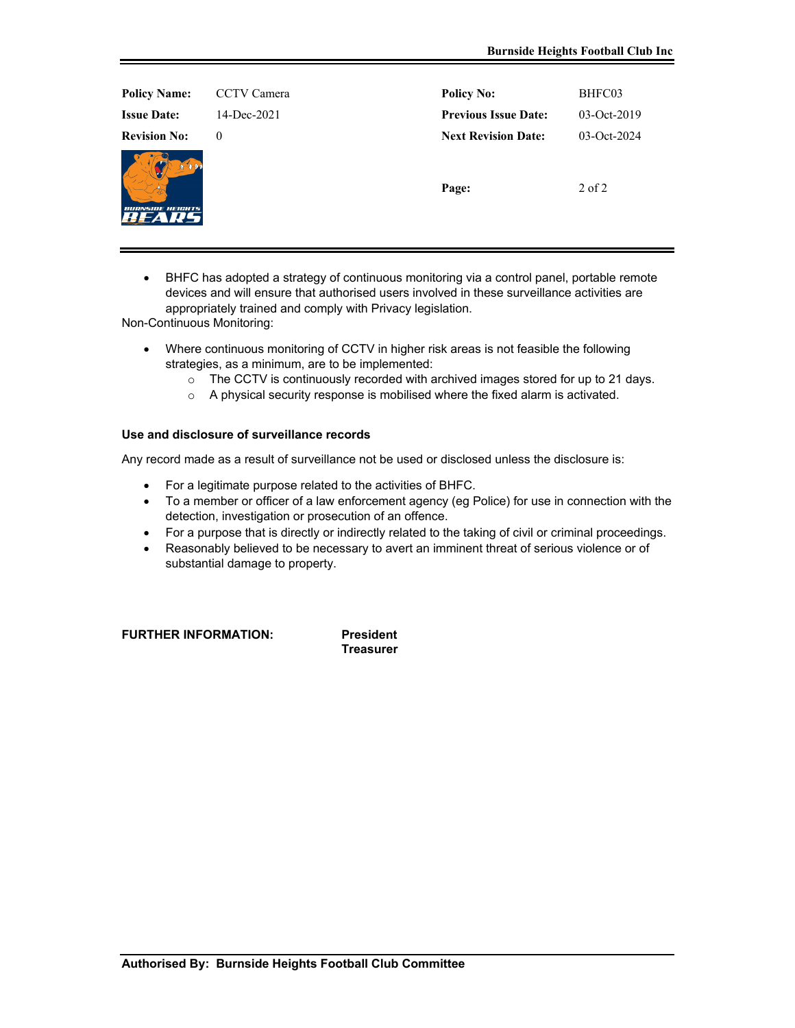- BHFC has adopted a strategy of continuous monitoring via a control panel, portable remote devices and will ensure that authorised users involved in these surveillance activities are appropriately trained and comply with Privacy legislation.

Non-Continuous Monitoring:

- Where continuous monitoring of CCTV in higher risk areas is not feasible the following strategies, as a minimum, are to be implemented:
    - The CCTV is continuously recorded with archived images stored for up to 21 days.
    - A physical security response is mobilised where the fixed alarm is activated.

**Use and disclosure of surveillance records**

Any record made as a result of surveillance not be used or disclosed unless the disclosure is:

- For a legitimate purpose related to the activities of BHFC.
- To a member or officer of a law enforcement agency (eg Police) for use in connection with the detection, investigation or prosecution of an offence.
- For a purpose that is directly or indirectly related to the taking of civil or criminal proceedings.
- Reasonably believed to be necessary to avert an imminent threat of serious violence or of substantial damage to property.

**FURTHER INFORMATION:** **President**
**Treasurer**

**Authorised By: Burnside Heights Football Club Committee**